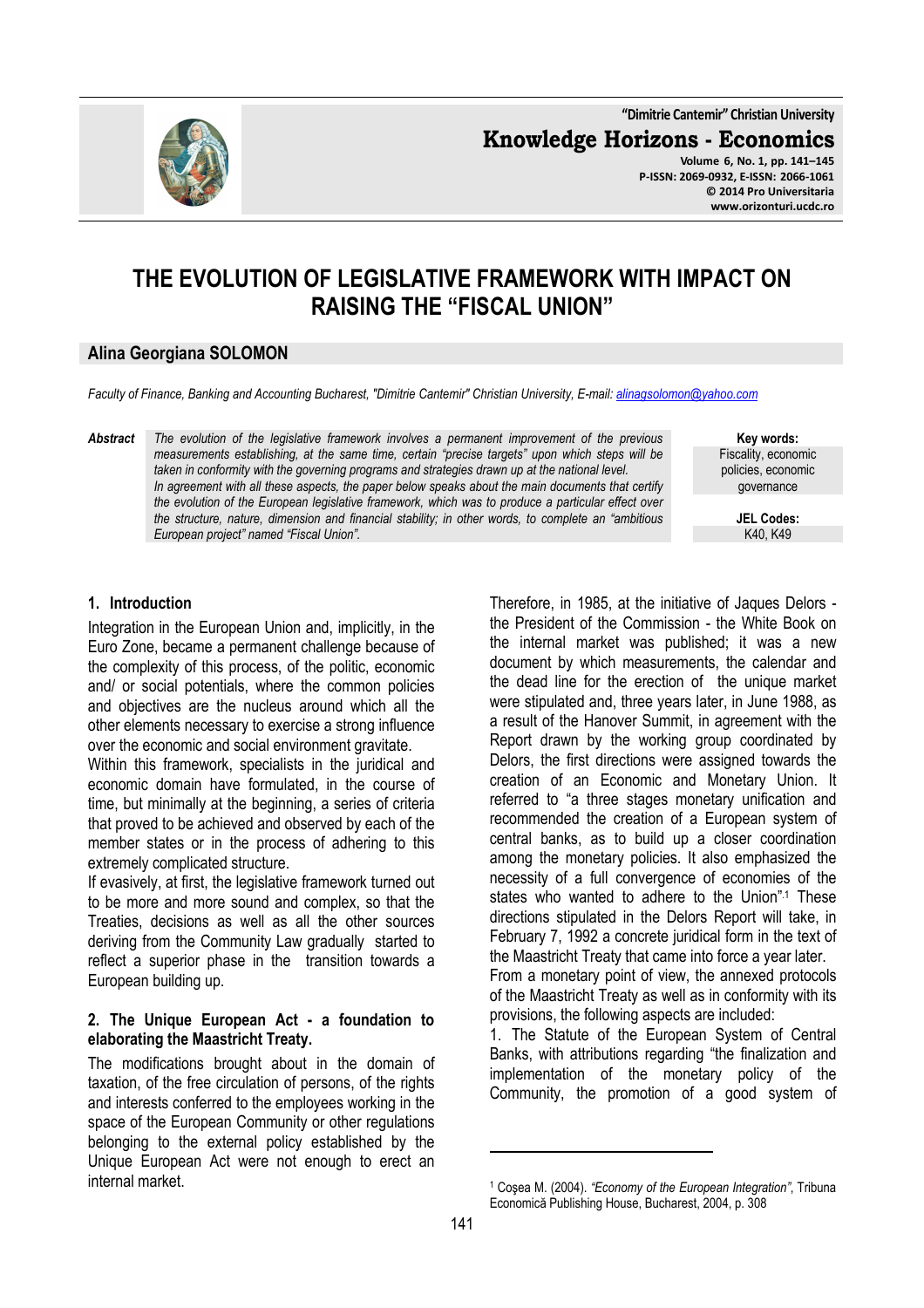# THE EVOLUTION OF LEGISLATIVE FRAMEWORK WITH IMPACT ON RAISING THE "FISCAL UNION"

## Alina Georgiana SOLOMON

*Faculty of Finance, Banking and Accounting Bucharest, "Dimitrie Cantemir" Christian University, E-mail: alinagsolomon@yahoo.com*

***Abstract*** *The evolution of the legislative framework involves a permanent improvement of the previous measurements establishing, at the same time, certain "precise targets" upon which steps will be taken in conformity with the governing programs and strategies drawn up at the national level.*
*In agreement with all these aspects, the paper below speaks about the main documents that certify the evolution of the European legislative framework, which was to produce a particular effect over the structure, nature, dimension and financial stability; in other words, to complete an "ambitious European project" named "Fiscal Union".*

**Key words:**
Fiscality, economic policies, economic governance

**JEL Codes:**
K40, K49

### 1. Introduction

Integration in the European Union and, implicitly, in the Euro Zone, became a permanent challenge because of the complexity of this process, of the politic, economic and/ or social potentials, where the common policies and objectives are the nucleus around which all the other elements necessary to exercise a strong influence over the economic and social environment gravitate.

Within this framework, specialists in the juridical and economic domain have formulated, in the course of time, but minimally at the beginning, a series of criteria that proved to be achieved and observed by each of the member states or in the process of adhering to this extremely complicated structure.

If evasively, at first, the legislative framework turned out to be more and more sound and complex, so that the Treaties, decisions as well as all the other sources deriving from the Community Law gradually started to reflect a superior phase in the transition towards a European building up.

### 2. The Unique European Act - a foundation to elaborating the Maastricht Treaty.

The modifications brought about in the domain of taxation, of the free circulation of persons, of the rights and interests conferred to the employees working in the space of the European Community or other regulations belonging to the external policy established by the Unique European Act were not enough to erect an internal market.

Therefore, in 1985, at the initiative of Jaques Delors - the President of the Commission - the White Book on the internal market was published; it was a new document by which measurements, the calendar and the dead line for the erection of the unique market were stipulated and, three years later, in June 1988, as a result of the Hanover Summit, in agreement with the Report drawn by the working group coordinated by Delors, the first directions were assigned towards the creation of an Economic and Monetary Union. It referred to "a three stages monetary unification and recommended the creation of a European system of central banks, as to build up a closer coordination among the monetary policies. It also emphasized the necessity of a full convergence of economies of the states who wanted to adhere to the Union".[1] These directions stipulated in the Delors Report will take, in February 7, 1992 a concrete juridical form in the text of the Maastricht Treaty that came into force a year later.

From a monetary point of view, the annexed protocols of the Maastricht Treaty as well as in conformity with its provisions, the following aspects are included:

1. The Statute of the European System of Central Banks, with attributions regarding "the finalization and implementation of the monetary policy of the Community, the promotion of a good system of

---

[1] Coşea M. (2004). *"Economy of the European Integration"*, Tribuna Economică Publishing House, Bucharest, 2004, p. 308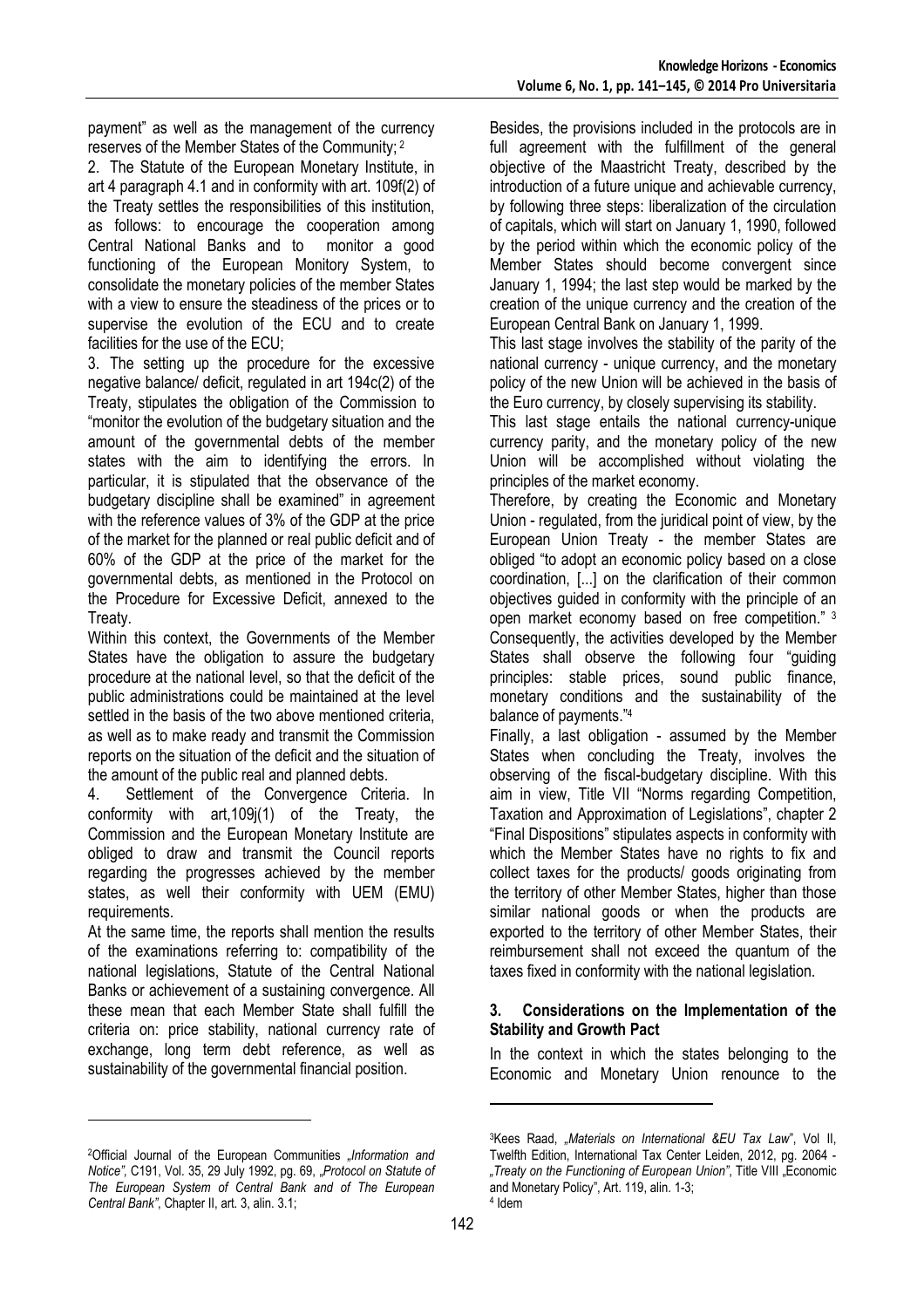payment" as well as the management of the currency reserves of the Member States of the Community; [2]

2. The Statute of the European Monetary Institute, in art 4 paragraph 4.1 and in conformity with art. 109f(2) of the Treaty settles the responsibilities of this institution, as follows: to encourage the cooperation among Central National Banks and to monitor a good functioning of the European Monitory System, to consolidate the monetary policies of the member States with a view to ensure the steadiness of the prices or to supervise the evolution of the ECU and to create facilities for the use of the ECU;

3. The setting up the procedure for the excessive negative balance/ deficit, regulated in art 194c(2) of the Treaty, stipulates the obligation of the Commission to "monitor the evolution of the budgetary situation and the amount of the governmental debts of the member states with the aim to identifying the errors. In particular, it is stipulated that the observance of the budgetary discipline shall be examined" in agreement with the reference values of 3% of the GDP at the price of the market for the planned or real public deficit and of 60% of the GDP at the price of the market for the governmental debts, as mentioned in the Protocol on the Procedure for Excessive Deficit, annexed to the Treaty.

Within this context, the Governments of the Member States have the obligation to assure the budgetary procedure at the national level, so that the deficit of the public administrations could be maintained at the level settled in the basis of the two above mentioned criteria, as well as to make ready and transmit the Commission reports on the situation of the deficit and the situation of the amount of the public real and planned debts.

4. Settlement of the Convergence Criteria. In conformity with art,109j(1) of the Treaty, the Commission and the European Monetary Institute are obliged to draw and transmit the Council reports regarding the progresses achieved by the member states, as well their conformity with UEM (EMU) requirements.

At the same time, the reports shall mention the results of the examinations referring to: compatibility of the national legislations, Statute of the Central National Banks or achievement of a sustaining convergence. All these mean that each Member State shall fulfill the criteria on: price stability, national currency rate of exchange, long term debt reference, as well as sustainability of the governmental financial position.

Besides, the provisions included in the protocols are in full agreement with the fulfillment of the general objective of the Maastricht Treaty, described by the introduction of a future unique and achievable currency, by following three steps: liberalization of the circulation of capitals, which will start on January 1, 1990, followed by the period within which the economic policy of the Member States should become convergent since January 1, 1994; the last step would be marked by the creation of the unique currency and the creation of the European Central Bank on January 1, 1999.

This last stage involves the stability of the parity of the national currency - unique currency, and the monetary policy of the new Union will be achieved in the basis of the Euro currency, by closely supervising its stability.

This last stage entails the national currency-unique currency parity, and the monetary policy of the new Union will be accomplished without violating the principles of the market economy.

Therefore, by creating the Economic and Monetary Union - regulated, from the juridical point of view, by the European Union Treaty - the member States are obliged "to adopt an economic policy based on a close coordination, [...] on the clarification of their common objectives guided in conformity with the principle of an open market economy based on free competition." [3]

Consequently, the activities developed by the Member States shall observe the following four "guiding principles: stable prices, sound public finance, monetary conditions and the sustainability of the balance of payments."[4]

Finally, a last obligation - assumed by the Member States when concluding the Treaty, involves the observing of the fiscal-budgetary discipline. With this aim in view, Title VII "Norms regarding Competition, Taxation and Approximation of Legislations", chapter 2 "Final Dispositions" stipulates aspects in conformity with which the Member States have no rights to fix and collect taxes for the products/ goods originating from the territory of other Member States, higher than those similar national goods or when the products are exported to the territory of other Member States, their reimbursement shall not exceed the quantum of the taxes fixed in conformity with the national legislation.

## 3. Considerations on the Implementation of the Stability and Growth Pact

In the context in which the states belonging to the Economic and Monetary Union renounce to the

---

[2]Official Journal of the European Communities *„Information and Notice"*, C191, Vol. 35, 29 July 1992, pg. 69, *„Protocol on Statute of The European System of Central Bank and of The European Central Bank"*, Chapter II, art. 3, alin. 3.1;

[3]Kees Raad, *„Materials on International &EU Tax Law"*, Vol II, Twelfth Edition, International Tax Center Leiden, 2012, pg. 2064 - *„Treaty on the Functioning of European Union"*, Title VIII „Economic and Monetary Policy", Art. 119, alin. 1-3;

[4] Idem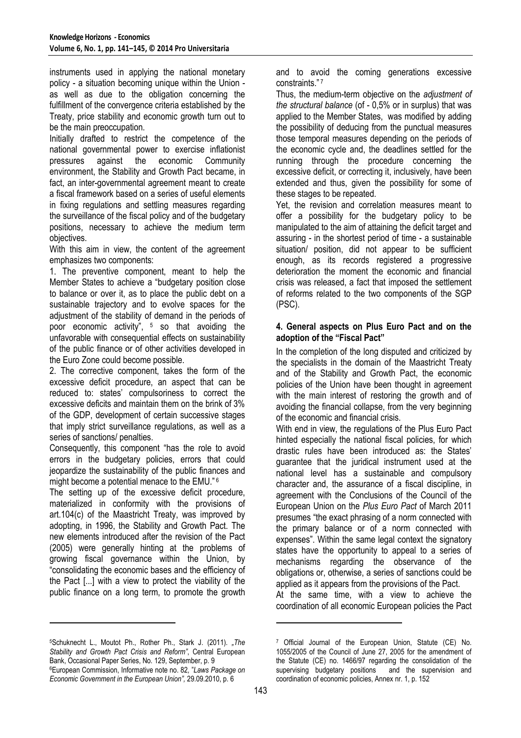instruments used in applying the national monetary policy - a situation becoming unique within the Union - as well as due to the obligation concerning the fulfillment of the convergence criteria established by the Treaty, price stability and economic growth turn out to be the main preoccupation.

Initially drafted to restrict the competence of the national governmental power to exercise inflationist pressures against the economic Community environment, the Stability and Growth Pact became, in fact, an inter-governmental agreement meant to create a fiscal framework based on a series of useful elements in fixing regulations and settling measures regarding the surveillance of the fiscal policy and of the budgetary positions, necessary to achieve the medium term objectives.

With this aim in view, the content of the agreement emphasizes two components:

1. The preventive component, meant to help the Member States to achieve a "budgetary position close to balance or over it, as to place the public debt on a sustainable trajectory and to evolve spaces for the adjustment of the stability of demand in the periods of poor economic activity", [5] so that avoiding the unfavorable with consequential effects on sustainability of the public finance or of other activities developed in the Euro Zone could become possible.
2. The corrective component, takes the form of the excessive deficit procedure, an aspect that can be reduced to: states' compulsoriness to correct the excessive deficits and maintain them on the brink of 3% of the GDP, development of certain successive stages that imply strict surveillance regulations, as well as a series of sanctions/ penalties.

Consequently, this component "has the role to avoid errors in the budgetary policies, errors that could jeopardize the sustainability of the public finances and might become a potential menace to the EMU." [6]

The setting up of the excessive deficit procedure, materialized in conformity with the provisions of art.104(c) of the Maastricht Treaty, was improved by adopting, in 1996, the Stability and Growth Pact. The new elements introduced after the revision of the Pact (2005) were generally hinting at the problems of growing fiscal governance within the Union, by "consolidating the economic bases and the efficiency of the Pact [...] with a view to protect the viability of the public finance on a long term, to promote the growth and to avoid the coming generations excessive constraints." [7]

Thus, the medium-term objective on the *adjustment of the structural balance* (of - 0,5% or in surplus) that was applied to the Member States, was modified by adding the possibility of deducing from the punctual measures those temporal measures depending on the periods of the economic cycle and, the deadlines settled for the running through the procedure concerning the excessive deficit, or correcting it, inclusively, have been extended and thus, given the possibility for some of these stages to be repeated.

Yet, the revision and correlation measures meant to offer a possibility for the budgetary policy to be manipulated to the aim of attaining the deficit target and assuring - in the shortest period of time - a sustainable situation/ position, did not appear to be sufficient enough, as its records registered a progressive deterioration the moment the economic and financial crisis was released, a fact that imposed the settlement of reforms related to the two components of the SGP (PSC).

### 4. General aspects on Plus Euro Pact and on the adoption of the "Fiscal Pact"

In the completion of the long disputed and criticized by the specialists in the domain of the Maastricht Treaty and of the Stability and Growth Pact, the economic policies of the Union have been thought in agreement with the main interest of restoring the growth and of avoiding the financial collapse, from the very beginning of the economic and financial crisis.

With end in view, the regulations of the Plus Euro Pact hinted especially the national fiscal policies, for which drastic rules have been introduced as: the States' guarantee that the juridical instrument used at the national level has a sustainable and compulsory character and, the assurance of a fiscal discipline, in agreement with the Conclusions of the Council of the European Union on the *Plus Euro Pact* of March 2011 presumes "the exact phrasing of a norm connected with the primary balance or of a norm connected with expenses". Within the same legal context the signatory states have the opportunity to appeal to a series of mechanisms regarding the observance of the obligations or, otherwise, a series of sanctions could be applied as it appears from the provisions of the Pact.

At the same time, with a view to achieve the coordination of all economic European policies the Pact

---

[5] Schuknecht L., Moutot Ph., Rother Ph., Stark J. (2011). *„The Stability and Growth Pact Crisis and Reform"*, Central European Bank, Occasional Paper Series, No. 129, September, p. 9

[6] European Commission, Informative note no. 82, *"Laws Package on Economic Government in the European Union"*, 29.09.2010, p. 6

[7] Official Journal of the European Union, Statute (CE) No. 1055/2005 of the Council of June 27, 2005 for the amendment of the Statute (CE) no. 1466/97 regarding the consolidation of the supervising budgetary positions and the supervision and coordination of economic policies, Annex nr. 1, p. 152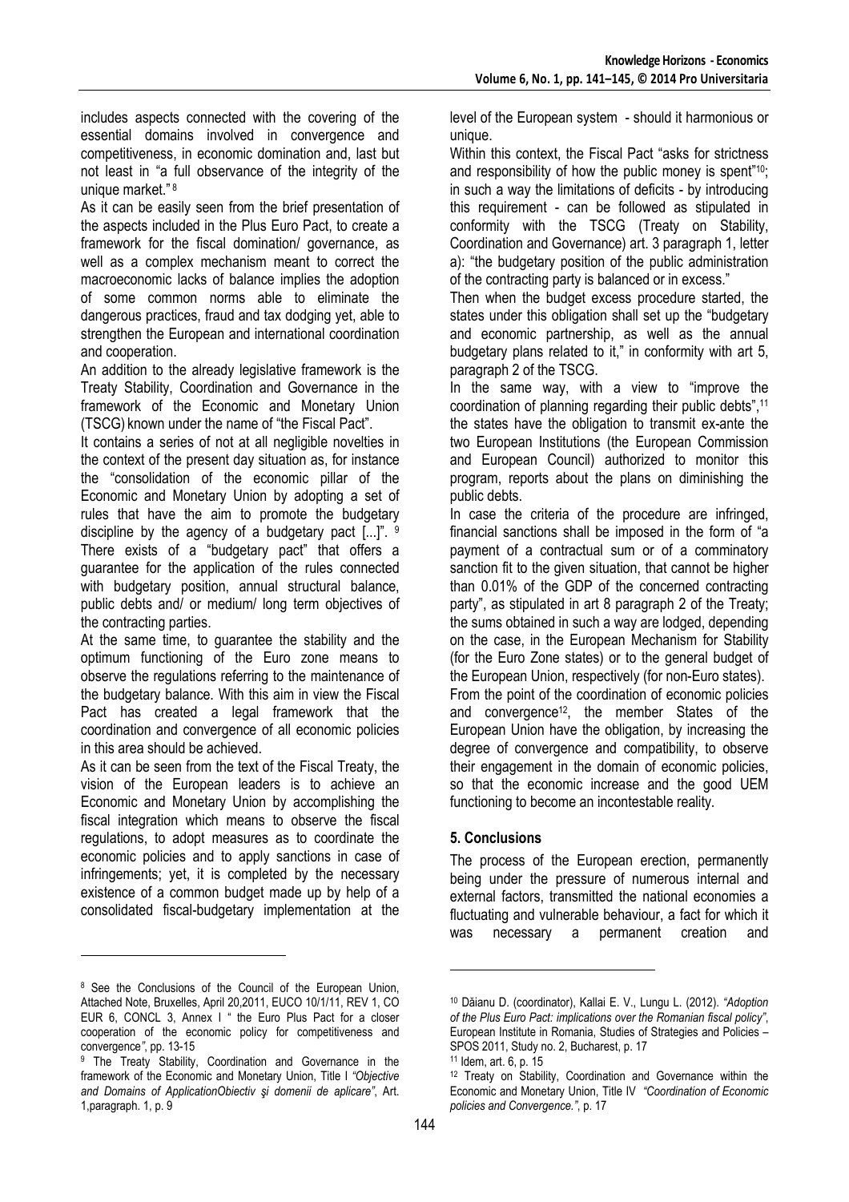includes aspects connected with the covering of the essential domains involved in convergence and competitiveness, in economic domination and, last but not least in "a full observance of the integrity of the unique market." [8]

As it can be easily seen from the brief presentation of the aspects included in the Plus Euro Pact, to create a framework for the fiscal domination/ governance, as well as a complex mechanism meant to correct the macroeconomic lacks of balance implies the adoption of some common norms able to eliminate the dangerous practices, fraud and tax dodging yet, able to strengthen the European and international coordination and cooperation.

An addition to the already legislative framework is the Treaty Stability, Coordination and Governance in the framework of the Economic and Monetary Union (TSCG) known under the name of "the Fiscal Pact".

It contains a series of not at all negligible novelties in the context of the present day situation as, for instance the "consolidation of the economic pillar of the Economic and Monetary Union by adopting a set of rules that have the aim to promote the budgetary discipline by the agency of a budgetary pact [...]". [9] There exists of a "budgetary pact" that offers a guarantee for the application of the rules connected with budgetary position, annual structural balance, public debts and/ or medium/ long term objectives of the contracting parties.

At the same time, to guarantee the stability and the optimum functioning of the Euro zone means to observe the regulations referring to the maintenance of the budgetary balance. With this aim in view the Fiscal Pact has created a legal framework that the coordination and convergence of all economic policies in this area should be achieved.

As it can be seen from the text of the Fiscal Treaty, the vision of the European leaders is to achieve an Economic and Monetary Union by accomplishing the fiscal integration which means to observe the fiscal regulations, to adopt measures as to coordinate the economic policies and to apply sanctions in case of infringements; yet, it is completed by the necessary existence of a common budget made up by help of a consolidated fiscal-budgetary implementation at the level of the European system - should it harmonious or unique.

Within this context, the Fiscal Pact "asks for strictness and responsibility of how the public money is spent"[10]; in such a way the limitations of deficits - by introducing this requirement - can be followed as stipulated in conformity with the TSCG (Treaty on Stability, Coordination and Governance) art. 3 paragraph 1, letter a): "the budgetary position of the public administration of the contracting party is balanced or in excess."

Then when the budget excess procedure started, the states under this obligation shall set up the "budgetary and economic partnership, as well as the annual budgetary plans related to it," in conformity with art 5, paragraph 2 of the TSCG.

In the same way, with a view to "improve the coordination of planning regarding their public debts",[11] the states have the obligation to transmit ex-ante the two European Institutions (the European Commission and European Council) authorized to monitor this program, reports about the plans on diminishing the public debts.

In case the criteria of the procedure are infringed, financial sanctions shall be imposed in the form of "a payment of a contractual sum or of a comminatory sanction fit to the given situation, that cannot be higher than 0.01% of the GDP of the concerned contracting party", as stipulated in art 8 paragraph 2 of the Treaty; the sums obtained in such a way are lodged, depending on the case, in the European Mechanism for Stability (for the Euro Zone states) or to the general budget of the European Union, respectively (for non-Euro states).

From the point of the coordination of economic policies and convergence[12], the member States of the European Union have the obligation, by increasing the degree of convergence and compatibility, to observe their engagement in the domain of economic policies, so that the economic increase and the good UEM functioning to become an incontestable reality.

## 5. Conclusions

The process of the European erection, permanently being under the pressure of numerous internal and external factors, transmitted the national economies a fluctuating and vulnerable behaviour, a fact for which it was necessary a permanent creation and

---

[8] See the Conclusions of the Council of the European Union, Attached Note, Bruxelles, April 20,2011, EUCO 10/1/11, REV 1, CO EUR 6, CONCL 3, Annex I " the Euro Plus Pact for a closer cooperation of the economic policy for competitiveness and convergence*"*, pp. 13-15

[9] The Treaty Stability, Coordination and Governance in the framework of the Economic and Monetary Union, Title I *"Objective and Domains of ApplicationObiectiv şi domenii de aplicare"*, Art. 1,paragraph. 1, p. 9

[10] Dăianu D. (coordinator), Kallai E. V., Lungu L. (2012). *"Adoption of the Plus Euro Pact: implications over the Romanian fiscal policy"*, European Institute in Romania, Studies of Strategies and Policies – SPOS 2011, Study no. 2, Bucharest, p. 17

[11] Idem, art. 6, p. 15

[12] Treaty on Stability, Coordination and Governance within the Economic and Monetary Union, Title IV *"Coordination of Economic policies and Convergence."*, p. 17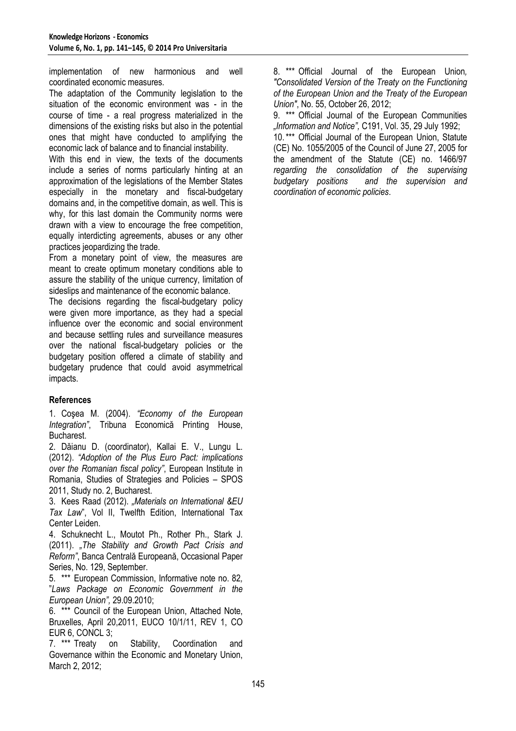implementation of new harmonious and well coordinated economic measures.

The adaptation of the Community legislation to the situation of the economic environment was - in the course of time - a real progress materialized in the dimensions of the existing risks but also in the potential ones that might have conducted to amplifying the economic lack of balance and to financial instability.

With this end in view, the texts of the documents include a series of norms particularly hinting at an approximation of the legislations of the Member States especially in the monetary and fiscal-budgetary domains and, in the competitive domain, as well. This is why, for this last domain the Community norms were drawn with a view to encourage the free competition, equally interdicting agreements, abuses or any other practices jeopardizing the trade.

From a monetary point of view, the measures are meant to create optimum monetary conditions able to assure the stability of the unique currency, limitation of sideslips and maintenance of the economic balance.

The decisions regarding the fiscal-budgetary policy were given more importance, as they had a special influence over the economic and social environment and because settling rules and surveillance measures over the national fiscal-budgetary policies or the budgetary position offered a climate of stability and budgetary prudence that could avoid asymmetrical impacts.

## References

1. Coşea M. (2004). *"Economy of the European Integration"*, Tribuna Economică Printing House, Bucharest.
2. Dăianu D. (coordinator), Kallai E. V., Lungu L. (2012). *"Adoption of the Plus Euro Pact: implications over the Romanian fiscal policy"*, European Institute in Romania, Studies of Strategies and Policies – SPOS 2011, Study no. 2, Bucharest.
3. Kees Raad (2012). *„Materials on International &EU Tax Law*", Vol II, Twelfth Edition, International Tax Center Leiden.
4. Schuknecht L., Moutot Ph., Rother Ph., Stark J. (2011). *„The Stability and Growth Pact Crisis and Reform"*, Banca Centrală Europeană, Occasional Paper Series, No. 129, September.
5. \*\*\* European Commission, Informative note no. 82, "*Laws Package on Economic Government in the European Union",* 29.09.2010;
6. \*\*\* Council of the European Union, Attached Note, Bruxelles, April 20,2011, EUCO 10/1/11, REV 1, CO EUR 6, CONCL 3;
7. \*\*\* Treaty on Stability, Coordination and Governance within the Economic and Monetary Union, March 2, 2012;
8. \*\*\* Official Journal of the European Union*, "Consolidated Version of the Treaty on the Functioning of the European Union and the Treaty of the European Union"*, No. 55, October 26, 2012;
9. \*\*\* Official Journal of the European Communities *„Information and Notice",* C191, Vol. 35, 29 July 1992;
10. \*\*\* Official Journal of the European Union, Statute (CE) No. 1055/2005 of the Council of June 27, 2005 for the amendment of the Statute (CE) no. 1466/97 *regarding the consolidation of the supervising budgetary positions and the supervision and coordination of economic policies*.